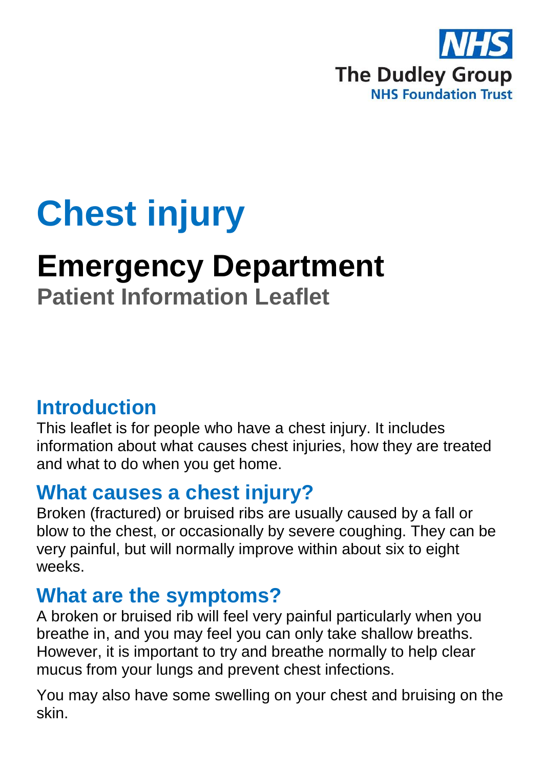NHS
The Dudley Group
NHS Foundation Trust

# Chest injury

## Emergency Department

### Patient Information Leaflet

## Introduction

This leaflet is for people who have a chest injury. It includes information about what causes chest injuries, how they are treated and what to do when you get home.

## What causes a chest injury?

Broken (fractured) or bruised ribs are usually caused by a fall or blow to the chest, or occasionally by severe coughing. They can be very painful, but will normally improve within about six to eight weeks.

## What are the symptoms?

A broken or bruised rib will feel very painful particularly when you breathe in, and you may feel you can only take shallow breaths. However, it is important to try and breathe normally to help clear mucus from your lungs and prevent chest infections.

You may also have some swelling on your chest and bruising on the skin.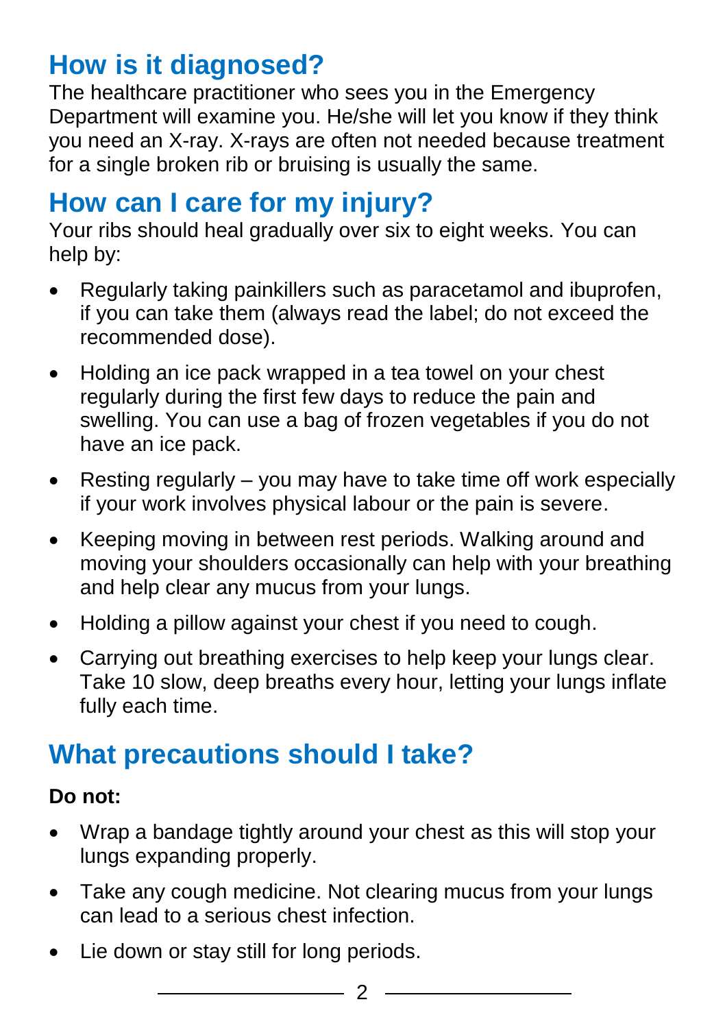## How is it diagnosed?

The healthcare practitioner who sees you in the Emergency Department will examine you. He/she will let you know if they think you need an X-ray. X-rays are often not needed because treatment for a single broken rib or bruising is usually the same.

## How can I care for my injury?

Your ribs should heal gradually over six to eight weeks. You can help by:

- Regularly taking painkillers such as paracetamol and ibuprofen, if you can take them (always read the label; do not exceed the recommended dose).
- Holding an ice pack wrapped in a tea towel on your chest regularly during the first few days to reduce the pain and swelling. You can use a bag of frozen vegetables if you do not have an ice pack.
- Resting regularly – you may have to take time off work especially if your work involves physical labour or the pain is severe.
- Keeping moving in between rest periods. Walking around and moving your shoulders occasionally can help with your breathing and help clear any mucus from your lungs.
- Holding a pillow against your chest if you need to cough.
- Carrying out breathing exercises to help keep your lungs clear. Take 10 slow, deep breaths every hour, letting your lungs inflate fully each time.

## What precautions should I take?

**Do not:**

- Wrap a bandage tightly around your chest as this will stop your lungs expanding properly.
- Take any cough medicine. Not clearing mucus from your lungs can lead to a serious chest infection.
- Lie down or stay still for long periods.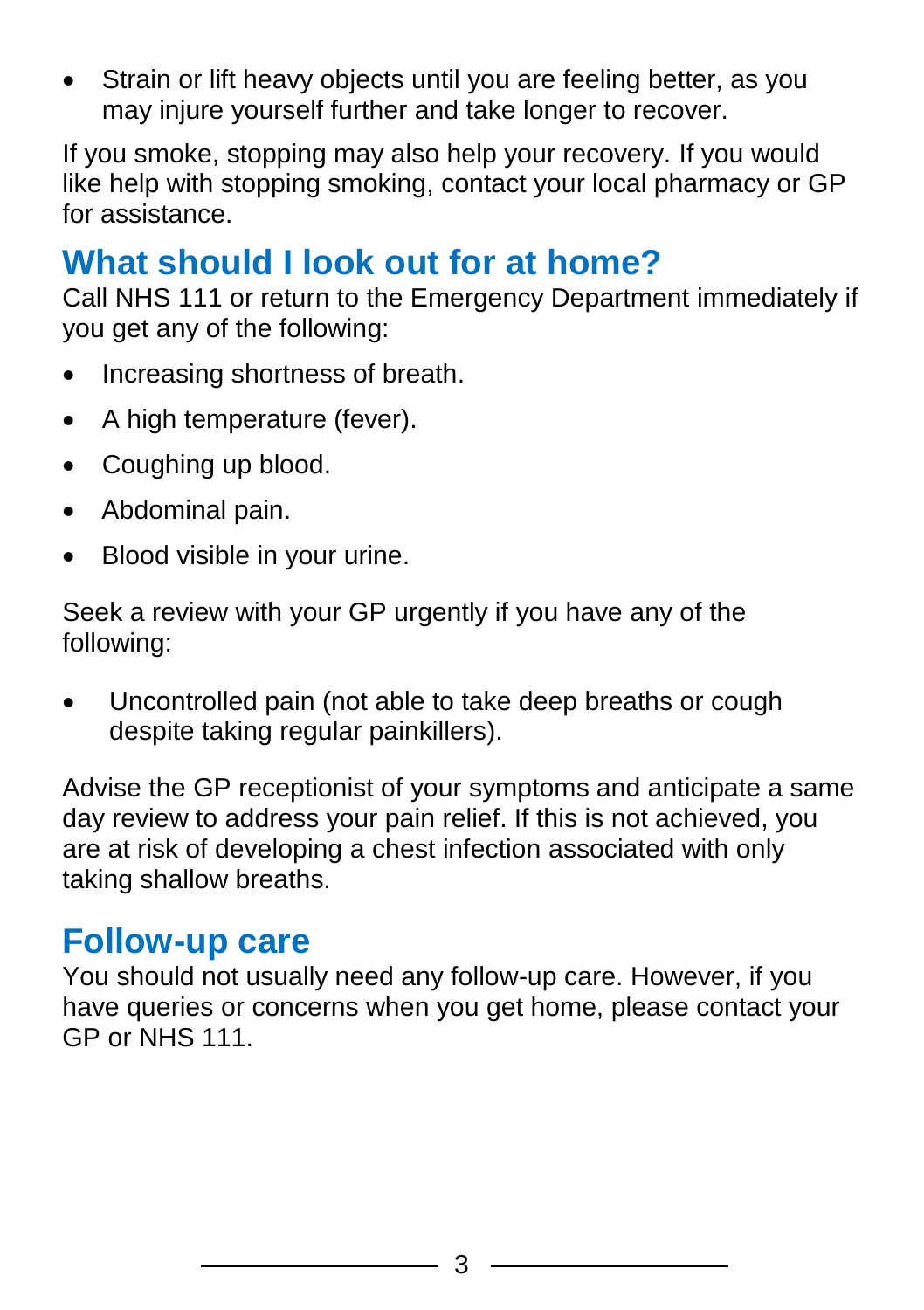- Strain or lift heavy objects until you are feeling better, as you may injure yourself further and take longer to recover.

If you smoke, stopping may also help your recovery. If you would like help with stopping smoking, contact your local pharmacy or GP for assistance.

## What should I look out for at home?

Call NHS 111 or return to the Emergency Department immediately if you get any of the following:

- Increasing shortness of breath.
- A high temperature (fever).
- Coughing up blood.
- Abdominal pain.
- Blood visible in your urine.

Seek a review with your GP urgently if you have any of the following:

- Uncontrolled pain (not able to take deep breaths or cough despite taking regular painkillers).

Advise the GP receptionist of your symptoms and anticipate a same day review to address your pain relief. If this is not achieved, you are at risk of developing a chest infection associated with only taking shallow breaths.

## Follow-up care

You should not usually need any follow-up care. However, if you have queries or concerns when you get home, please contact your GP or NHS 111.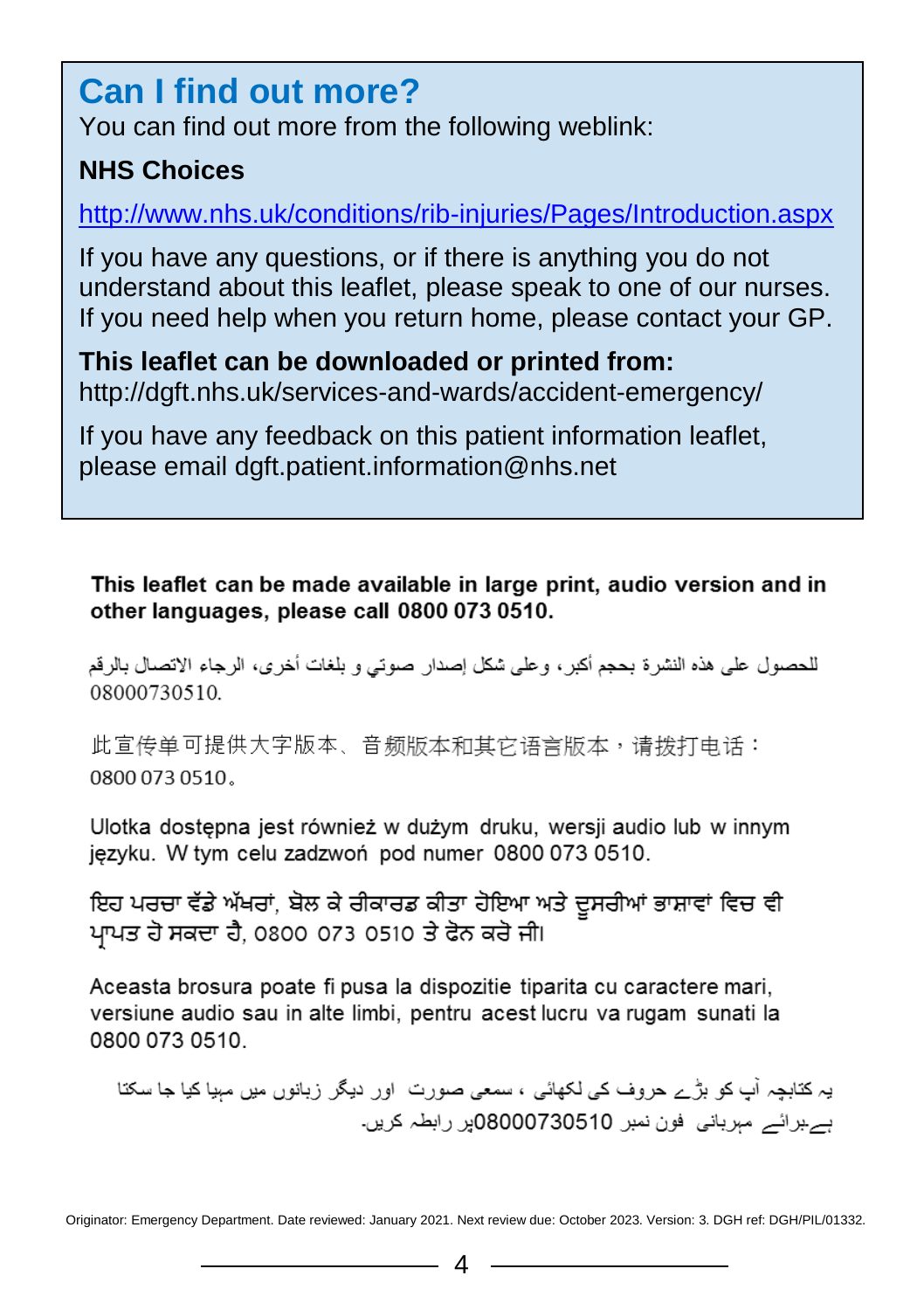## Can I find out more?

You can find out more from the following weblink:

**NHS Choices**

http://www.nhs.uk/conditions/rib-injuries/Pages/Introduction.aspx

If you have any questions, or if there is anything you do not understand about this leaflet, please speak to one of our nurses. If you need help when you return home, please contact your GP.

**This leaflet can be downloaded or printed from:**
http://dgft.nhs.uk/services-and-wards/accident-emergency/

If you have any feedback on this patient information leaflet, please email dgft.patient.information@nhs.net

**This leaflet can be made available in large print, audio version and in other languages, please call 0800 073 0510.**

للحصول على هذه النشرة بحجم أكبر، وعلى شكل إصدار صوتي و بلغات أخرى، الرجاء الاتصال بالرقم 08000730510.

此宣传单可提供大字版本、音频版本和其它语言版本，请拨打电话：0800 073 0510。

Ulotka dostępna jest również w dużym druku, wersji audio lub w innym języku. W tym celu zadzwoń pod numer 0800 073 0510.

ਇਹ ਪਰਚਾ ਵੱਡੇ ਅੱਖਰਾਂ, ਬੋਲ ਕੇ ਰੀਕਾਰਡ ਕੀਤਾ ਹੋਇਆ ਅਤੇ ਦੂਸਰੀਆਂ ਭਾਸ਼ਾਵਾਂ ਵਿਚ ਵੀ ਪ੍ਰਾਪਤ ਹੋ ਸਕਦਾ ਹੈ, 0800 073 0510 ਤੇ ਫੋਨ ਕਰੋ ਜੀ।

Aceasta brosura poate fi pusa la dispozitie tiparita cu caractere mari, versiune audio sau in alte limbi, pentru acest lucru va rugam sunati la 0800 073 0510.

یہ کتابچہ آپ کو بڑے حروف کی لکھائی ، سمعی صورت اور دیگر زبانوں میں مہیا کیا جا سکتا ہے۔برائے مہربانی فون نمبر 08000730510پر رابطہ کریں۔

Originator: Emergency Department. Date reviewed: January 2021. Next review due: October 2023. Version: 3. DGH ref: DGH/PIL/01332.